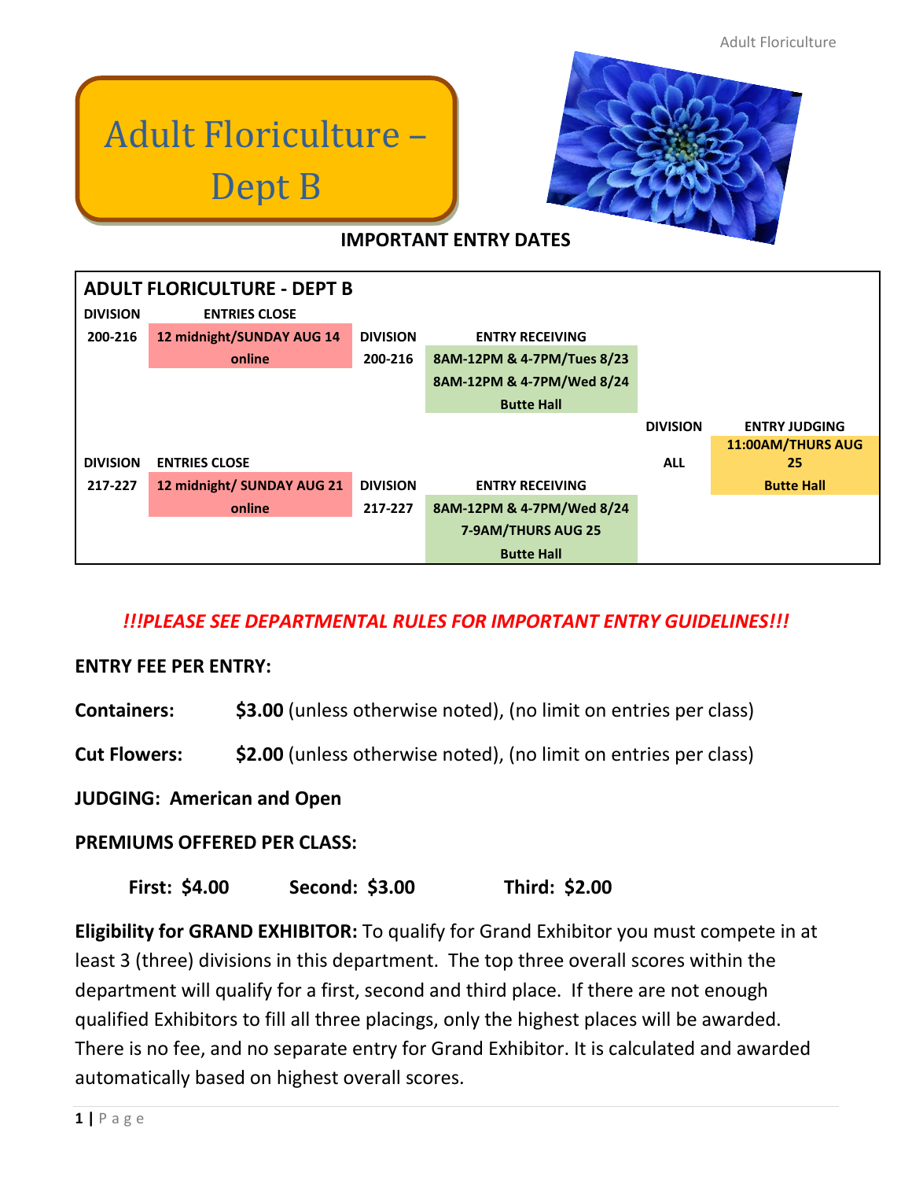// Adult Floriculture – Dept B

**IMPORTANT ENTRY DATES**

| ADULT FLORICULTURE - DEPT B | | | | | |
|---|---|---|---|---|---|
| **DIVISION** | **ENTRIES CLOSE** | | | | |
| **200-216** | **12 midnight/SUNDAY AUG 14 online** | **DIVISION** | **ENTRY RECEIVING** | | |
| | | **200-216** | **8AM-12PM & 4-7PM/Tues 8/23**<br>**8AM-12PM & 4-7PM/Wed 8/24**<br>**Butte Hall** | | |
| | | | | **DIVISION** | **ENTRY JUDGING** |
| **DIVISION** | **ENTRIES CLOSE** | | | **ALL** | **11:00AM/THURS AUG 25**<br>**Butte Hall** |
| **217-227** | **12 midnight/ SUNDAY AUG 21 online** | **DIVISION** | **ENTRY RECEIVING** | | |
| | | **217-227** | **8AM-12PM & 4-7PM/Wed 8/24**<br>**7-9AM/THURS AUG 25**<br>**Butte Hall** | | |

***!!!PLEASE SEE DEPARTMENTAL RULES FOR IMPORTANT ENTRY GUIDELINES!!!***

**ENTRY FEE PER ENTRY:**

**Containers:** **$3.00** (unless otherwise noted), (no limit on entries per class)

**Cut Flowers:** **$2.00** (unless otherwise noted), (no limit on entries per class)

**JUDGING: American and Open**

**PREMIUMS OFFERED PER CLASS:**

**First: $4.00** **Second: $3.00** **Third: $2.00**

**Eligibility for GRAND EXHIBITOR:** To qualify for Grand Exhibitor you must compete in at least 3 (three) divisions in this department. The top three overall scores within the department will qualify for a first, second and third place. If there are not enough qualified Exhibitors to fill all three placings, only the highest places will be awarded. There is no fee, and no separate entry for Grand Exhibitor. It is calculated and awarded automatically based on highest overall scores.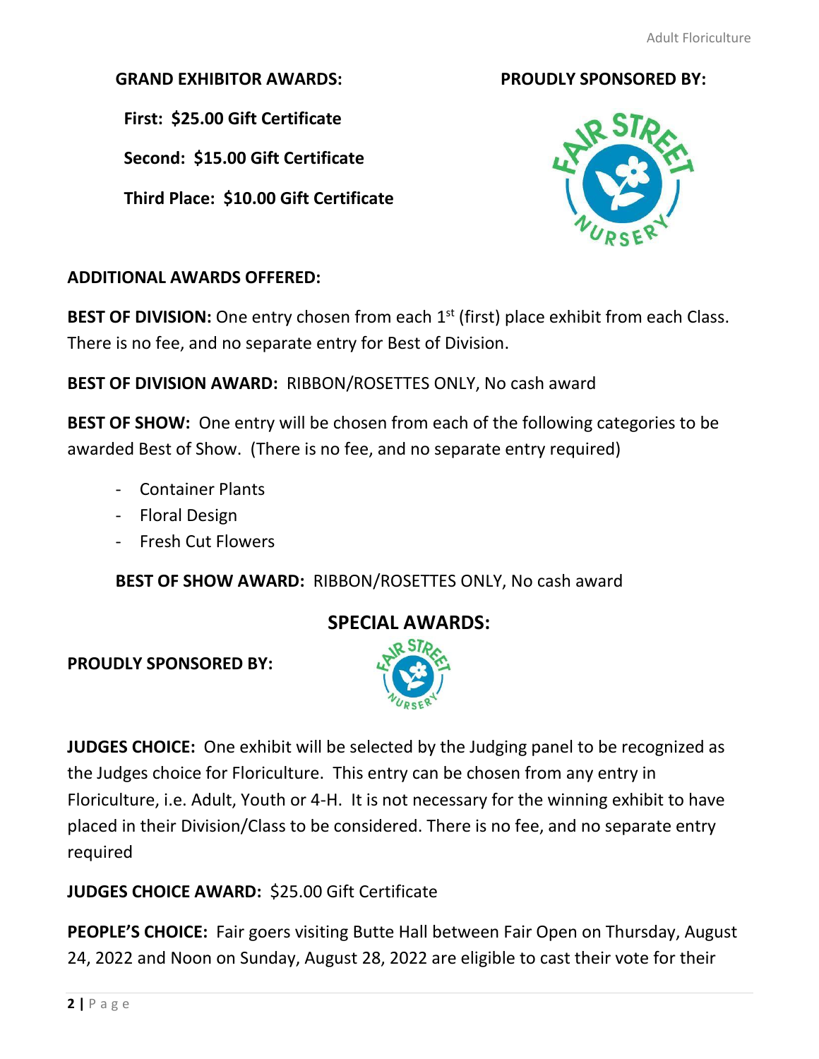**GRAND EXHIBITOR AWARDS:**

**First: $25.00 Gift Certificate**

**Second: $15.00 Gift Certificate**

**Third Place: $10.00 Gift Certificate**

**PROUDLY SPONSORED BY:**

**ADDITIONAL AWARDS OFFERED:**

**BEST OF DIVISION:** One entry chosen from each 1st (first) place exhibit from each Class. There is no fee, and no separate entry for Best of Division.

**BEST OF DIVISION AWARD:** RIBBON/ROSETTES ONLY, No cash award

**BEST OF SHOW:** One entry will be chosen from each of the following categories to be awarded Best of Show. (There is no fee, and no separate entry required)

- Container Plants
- Floral Design
- Fresh Cut Flowers

**BEST OF SHOW AWARD:** RIBBON/ROSETTES ONLY, No cash award

## SPECIAL AWARDS:

**PROUDLY SPONSORED BY:**

**JUDGES CHOICE:** One exhibit will be selected by the Judging panel to be recognized as the Judges choice for Floriculture. This entry can be chosen from any entry in Floriculture, i.e. Adult, Youth or 4-H. It is not necessary for the winning exhibit to have placed in their Division/Class to be considered. There is no fee, and no separate entry required

**JUDGES CHOICE AWARD:** $25.00 Gift Certificate

**PEOPLE'S CHOICE:** Fair goers visiting Butte Hall between Fair Open on Thursday, August 24, 2022 and Noon on Sunday, August 28, 2022 are eligible to cast their vote for their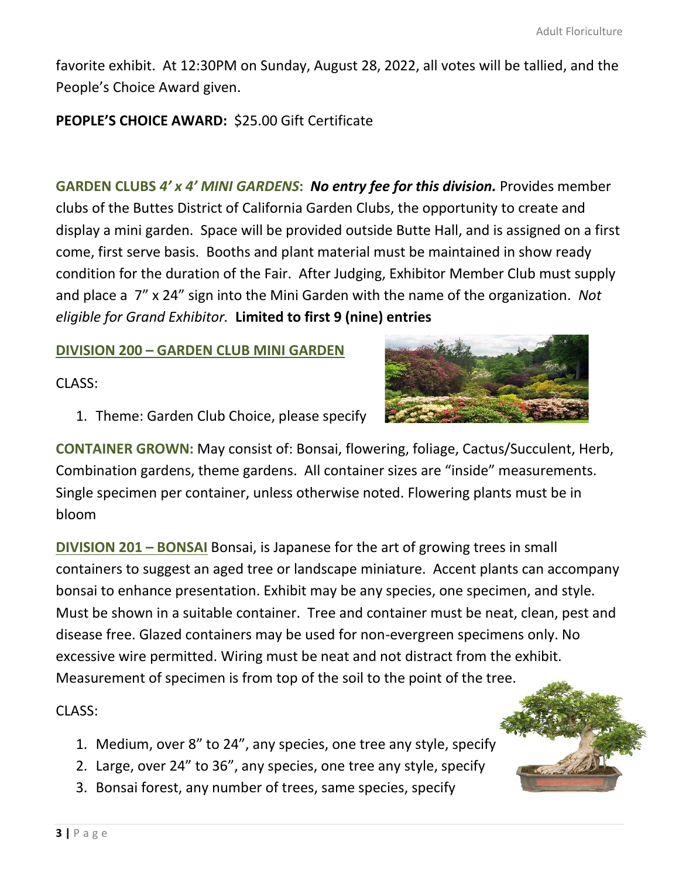favorite exhibit. At 12:30PM on Sunday, August 28, 2022, all votes will be tallied, and the People's Choice Award given.

**PEOPLE'S CHOICE AWARD:** $25.00 Gift Certificate

**GARDEN CLUBS *4' x 4' MINI GARDENS*: *No entry fee for this division.*** Provides member clubs of the Buttes District of California Garden Clubs, the opportunity to create and display a mini garden. Space will be provided outside Butte Hall, and is assigned on a first come, first serve basis. Booths and plant material must be maintained in show ready condition for the duration of the Fair. After Judging, Exhibitor Member Club must supply and place a 7" x 24" sign into the Mini Garden with the name of the organization. *Not eligible for Grand Exhibitor.* **Limited to first 9 (nine) entries**

**DIVISION 200 – GARDEN CLUB MINI GARDEN**

CLASS:

1. Theme: Garden Club Choice, please specify

**CONTAINER GROWN:** May consist of: Bonsai, flowering, foliage, Cactus/Succulent, Herb, Combination gardens, theme gardens. All container sizes are "inside" measurements. Single specimen per container, unless otherwise noted. Flowering plants must be in bloom

**DIVISION 201 – BONSAI** Bonsai, is Japanese for the art of growing trees in small containers to suggest an aged tree or landscape miniature. Accent plants can accompany bonsai to enhance presentation. Exhibit may be any species, one specimen, and style. Must be shown in a suitable container. Tree and container must be neat, clean, pest and disease free. Glazed containers may be used for non-evergreen specimens only. No excessive wire permitted. Wiring must be neat and not distract from the exhibit. Measurement of specimen is from top of the soil to the point of the tree.

CLASS:

1. Medium, over 8" to 24", any species, one tree any style, specify
2. Large, over 24" to 36", any species, one tree any style, specify
3. Bonsai forest, any number of trees, same species, specify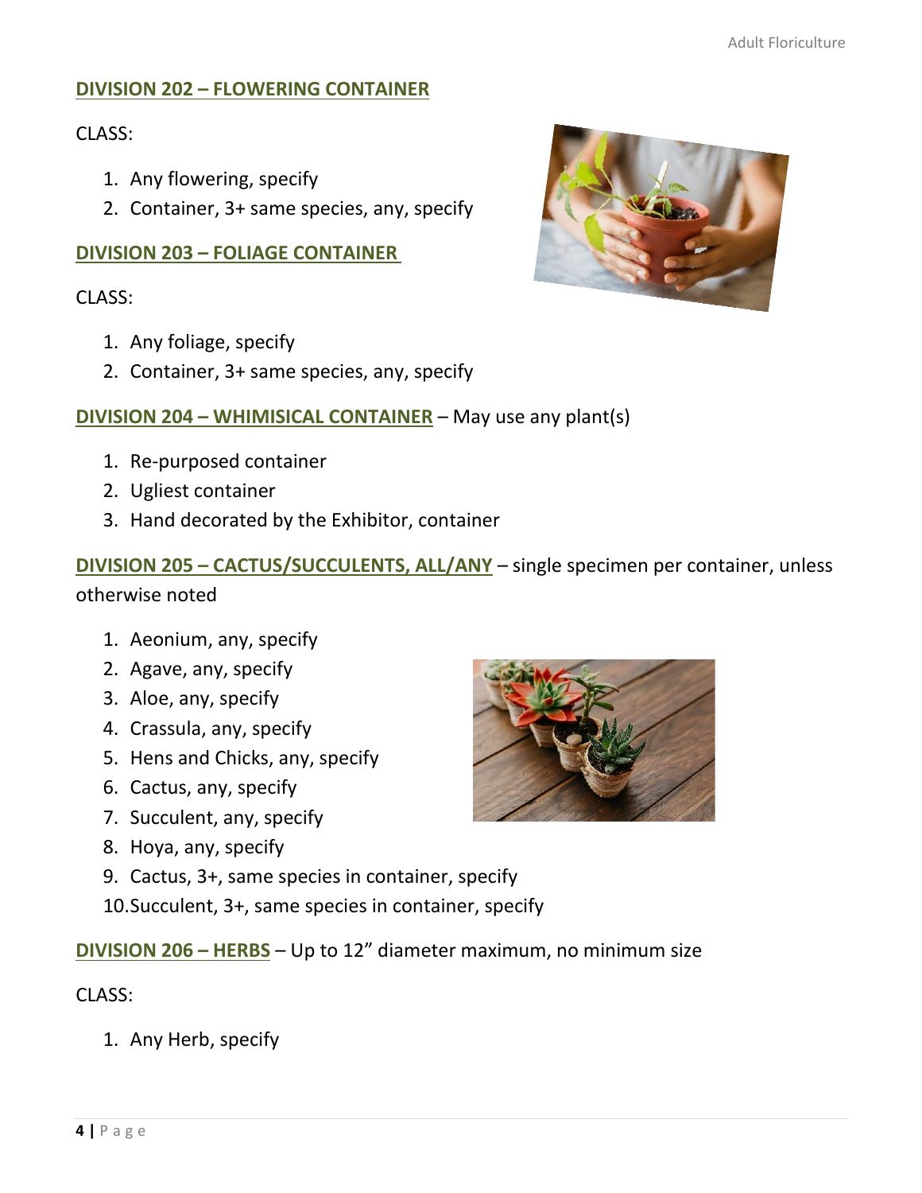## DIVISION 202 – FLOWERING CONTAINER

CLASS:

1. Any flowering, specify
2. Container, 3+ same species, any, specify

## DIVISION 203 – FOLIAGE CONTAINER

CLASS:

1. Any foliage, specify
2. Container, 3+ same species, any, specify

## DIVISION 204 – WHIMISICAL CONTAINER – May use any plant(s)

1. Re-purposed container
2. Ugliest container
3. Hand decorated by the Exhibitor, container

## DIVISION 205 – CACTUS/SUCCULENTS, ALL/ANY – single specimen per container, unless otherwise noted

1. Aeonium, any, specify
2. Agave, any, specify
3. Aloe, any, specify
4. Crassula, any, specify
5. Hens and Chicks, any, specify
6. Cactus, any, specify
7. Succulent, any, specify
8. Hoya, any, specify
9. Cactus, 3+, same species in container, specify
10. Succulent, 3+, same species in container, specify

## DIVISION 206 – HERBS – Up to 12" diameter maximum, no minimum size

CLASS:

1. Any Herb, specify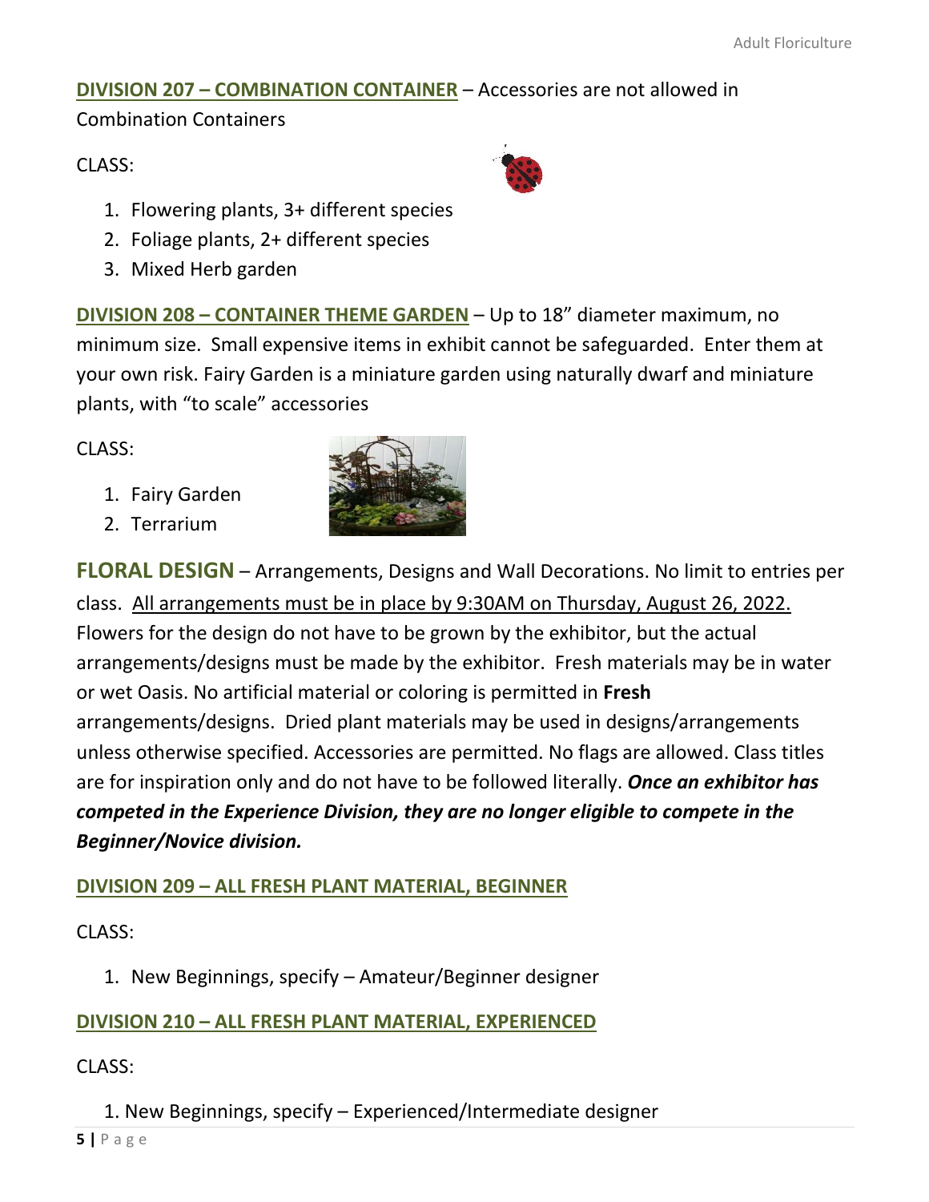## DIVISION 207 – COMBINATION CONTAINER – Accessories are not allowed in Combination Containers

CLASS:

1. Flowering plants, 3+ different species
2. Foliage plants, 2+ different species
3. Mixed Herb garden

## DIVISION 208 – CONTAINER THEME GARDEN – Up to 18" diameter maximum, no minimum size. Small expensive items in exhibit cannot be safeguarded. Enter them at your own risk. Fairy Garden is a miniature garden using naturally dwarf and miniature plants, with "to scale" accessories

CLASS:

1. Fairy Garden
2. Terrarium

# FLORAL DESIGN – Arrangements, Designs and Wall Decorations. No limit to entries per class. All arrangements must be in place by 9:30AM on Thursday, August 26, 2022. Flowers for the design do not have to be grown by the exhibitor, but the actual arrangements/designs must be made by the exhibitor. Fresh materials may be in water or wet Oasis. No artificial material or coloring is permitted in **Fresh** arrangements/designs. Dried plant materials may be used in designs/arrangements unless otherwise specified. Accessories are permitted. No flags are allowed. Class titles are for inspiration only and do not have to be followed literally. ***Once an exhibitor has competed in the Experience Division, they are no longer eligible to compete in the Beginner/Novice division.***

## DIVISION 209 – ALL FRESH PLANT MATERIAL, BEGINNER

CLASS:

1. New Beginnings, specify – Amateur/Beginner designer

## DIVISION 210 – ALL FRESH PLANT MATERIAL, EXPERIENCED

CLASS:

1. New Beginnings, specify – Experienced/Intermediate designer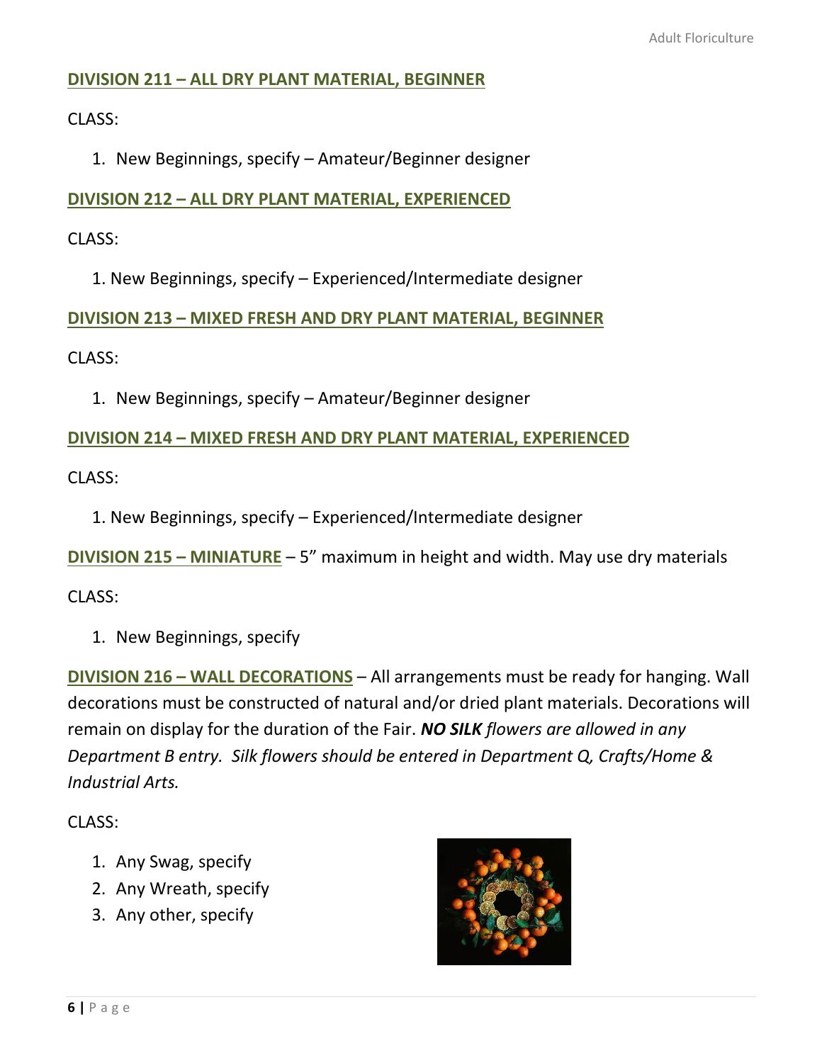## DIVISION 211 – ALL DRY PLANT MATERIAL, BEGINNER

CLASS:

1. New Beginnings, specify – Amateur/Beginner designer

## DIVISION 212 – ALL DRY PLANT MATERIAL, EXPERIENCED

CLASS:

1. New Beginnings, specify – Experienced/Intermediate designer

## DIVISION 213 – MIXED FRESH AND DRY PLANT MATERIAL, BEGINNER

CLASS:

1. New Beginnings, specify – Amateur/Beginner designer

## DIVISION 214 – MIXED FRESH AND DRY PLANT MATERIAL, EXPERIENCED

CLASS:

1. New Beginnings, specify – Experienced/Intermediate designer

## DIVISION 215 – MINIATURE

– 5" maximum in height and width. May use dry materials

CLASS:

1. New Beginnings, specify

## DIVISION 216 – WALL DECORATIONS

– All arrangements must be ready for hanging. Wall decorations must be constructed of natural and/or dried plant materials. Decorations will remain on display for the duration of the Fair. ***NO SILK*** *flowers are allowed in any Department B entry. Silk flowers should be entered in Department Q, Crafts/Home & Industrial Arts.*

CLASS:

1. Any Swag, specify
2. Any Wreath, specify
3. Any other, specify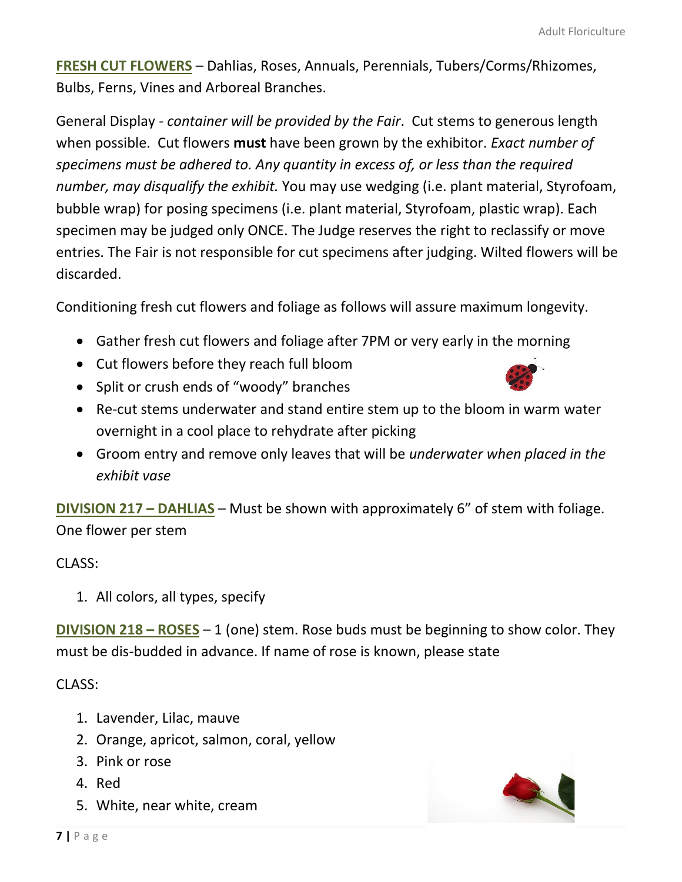**FRESH CUT FLOWERS** – Dahlias, Roses, Annuals, Perennials, Tubers/Corms/Rhizomes, Bulbs, Ferns, Vines and Arboreal Branches.

General Display - *container will be provided by the Fair*. Cut stems to generous length when possible. Cut flowers **must** have been grown by the exhibitor. *Exact number of specimens must be adhered to. Any quantity in excess of, or less than the required number, may disqualify the exhibit.* You may use wedging (i.e. plant material, Styrofoam, bubble wrap) for posing specimens (i.e. plant material, Styrofoam, plastic wrap). Each specimen may be judged only ONCE. The Judge reserves the right to reclassify or move entries. The Fair is not responsible for cut specimens after judging. Wilted flowers will be discarded.

Conditioning fresh cut flowers and foliage as follows will assure maximum longevity.

- Gather fresh cut flowers and foliage after 7PM or very early in the morning
- Cut flowers before they reach full bloom
- Split or crush ends of "woody" branches
- Re-cut stems underwater and stand entire stem up to the bloom in warm water overnight in a cool place to rehydrate after picking
- Groom entry and remove only leaves that will be *underwater when placed in the exhibit vase*

**DIVISION 217 – DAHLIAS** – Must be shown with approximately 6" of stem with foliage. One flower per stem

CLASS:

1. All colors, all types, specify

**DIVISION 218 – ROSES** – 1 (one) stem. Rose buds must be beginning to show color. They must be dis-budded in advance. If name of rose is known, please state

CLASS:

1. Lavender, Lilac, mauve
2. Orange, apricot, salmon, coral, yellow
3. Pink or rose
4. Red
5. White, near white, cream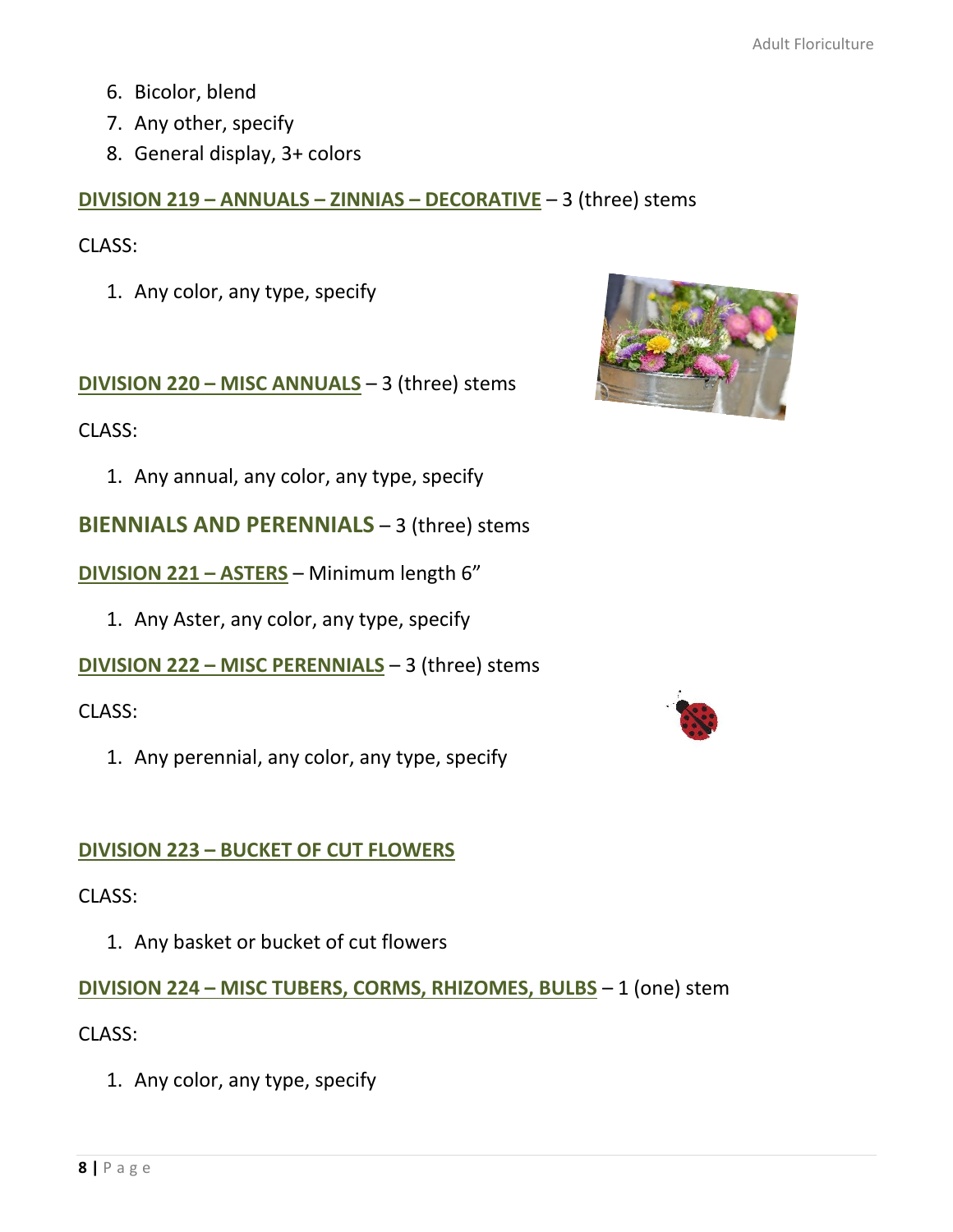6. Bicolor, blend
7. Any other, specify
8. General display, 3+ colors

## DIVISION 219 – ANNUALS – ZINNIAS – DECORATIVE – 3 (three) stems

CLASS:

1. Any color, any type, specify

## DIVISION 220 – MISC ANNUALS – 3 (three) stems

CLASS:

1. Any annual, any color, any type, specify

# BIENNIALS AND PERENNIALS – 3 (three) stems

## DIVISION 221 – ASTERS – Minimum length 6"

1. Any Aster, any color, any type, specify

## DIVISION 222 – MISC PERENNIALS – 3 (three) stems

CLASS:

1. Any perennial, any color, any type, specify

## DIVISION 223 – BUCKET OF CUT FLOWERS

CLASS:

1. Any basket or bucket of cut flowers

## DIVISION 224 – MISC TUBERS, CORMS, RHIZOMES, BULBS – 1 (one) stem

CLASS:

1. Any color, any type, specify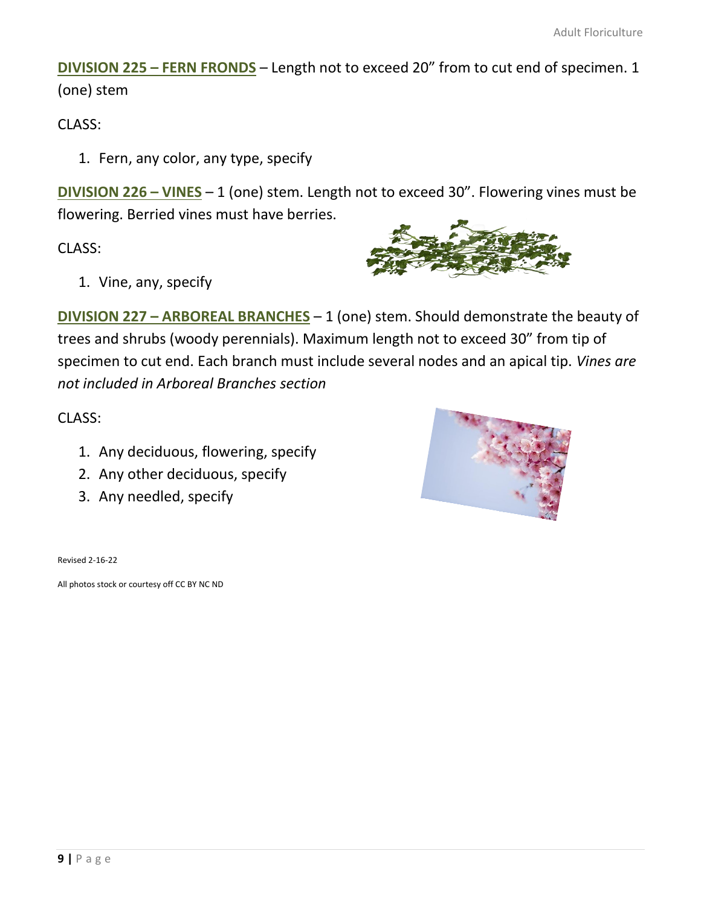**DIVISION 225 – FERN FRONDS** – Length not to exceed 20" from to cut end of specimen. 1 (one) stem

CLASS:

1. Fern, any color, any type, specify

**DIVISION 226 – VINES** – 1 (one) stem. Length not to exceed 30". Flowering vines must be flowering. Berried vines must have berries.

CLASS:

1. Vine, any, specify

**DIVISION 227 – ARBOREAL BRANCHES** – 1 (one) stem. Should demonstrate the beauty of trees and shrubs (woody perennials). Maximum length not to exceed 30" from tip of specimen to cut end. Each branch must include several nodes and an apical tip. *Vines are not included in Arboreal Branches section*

CLASS:

1. Any deciduous, flowering, specify
2. Any other deciduous, specify
3. Any needled, specify

Revised 2-16-22

All photos stock or courtesy off CC BY NC ND